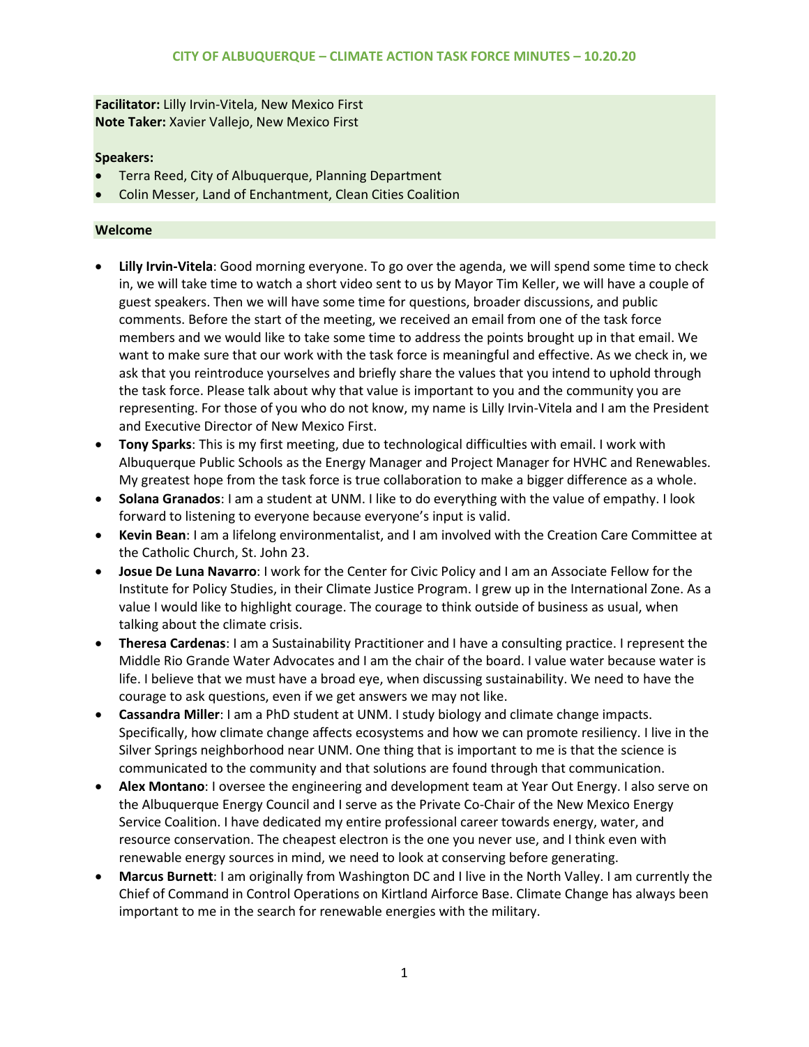# CITY OF ALBUQUERQUE – CLIMATE ACTION TASK FORCE MINUTES – 10.20.20

**Facilitator:** Lilly Irvin-Vitela, New Mexico First
**Note Taker:** Xavier Vallejo, New Mexico First

**Speakers:**

- Terra Reed, City of Albuquerque, Planning Department
- Colin Messer, Land of Enchantment, Clean Cities Coalition

## Welcome

- **Lilly Irvin-Vitela**: Good morning everyone. To go over the agenda, we will spend some time to check in, we will take time to watch a short video sent to us by Mayor Tim Keller, we will have a couple of guest speakers. Then we will have some time for questions, broader discussions, and public comments. Before the start of the meeting, we received an email from one of the task force members and we would like to take some time to address the points brought up in that email. We want to make sure that our work with the task force is meaningful and effective. As we check in, we ask that you reintroduce yourselves and briefly share the values that you intend to uphold through the task force. Please talk about why that value is important to you and the community you are representing. For those of you who do not know, my name is Lilly Irvin-Vitela and I am the President and Executive Director of New Mexico First.
- **Tony Sparks**: This is my first meeting, due to technological difficulties with email. I work with Albuquerque Public Schools as the Energy Manager and Project Manager for HVHC and Renewables. My greatest hope from the task force is true collaboration to make a bigger difference as a whole.
- **Solana Granados**: I am a student at UNM. I like to do everything with the value of empathy. I look forward to listening to everyone because everyone's input is valid.
- **Kevin Bean**: I am a lifelong environmentalist, and I am involved with the Creation Care Committee at the Catholic Church, St. John 23.
- **Josue De Luna Navarro**: I work for the Center for Civic Policy and I am an Associate Fellow for the Institute for Policy Studies, in their Climate Justice Program. I grew up in the International Zone. As a value I would like to highlight courage. The courage to think outside of business as usual, when talking about the climate crisis.
- **Theresa Cardenas**: I am a Sustainability Practitioner and I have a consulting practice. I represent the Middle Rio Grande Water Advocates and I am the chair of the board. I value water because water is life. I believe that we must have a broad eye, when discussing sustainability. We need to have the courage to ask questions, even if we get answers we may not like.
- **Cassandra Miller**: I am a PhD student at UNM. I study biology and climate change impacts. Specifically, how climate change affects ecosystems and how we can promote resiliency. I live in the Silver Springs neighborhood near UNM. One thing that is important to me is that the science is communicated to the community and that solutions are found through that communication.
- **Alex Montano**: I oversee the engineering and development team at Year Out Energy. I also serve on the Albuquerque Energy Council and I serve as the Private Co-Chair of the New Mexico Energy Service Coalition. I have dedicated my entire professional career towards energy, water, and resource conservation. The cheapest electron is the one you never use, and I think even with renewable energy sources in mind, we need to look at conserving before generating.
- **Marcus Burnett**: I am originally from Washington DC and I live in the North Valley. I am currently the Chief of Command in Control Operations on Kirtland Airforce Base. Climate Change has always been important to me in the search for renewable energies with the military.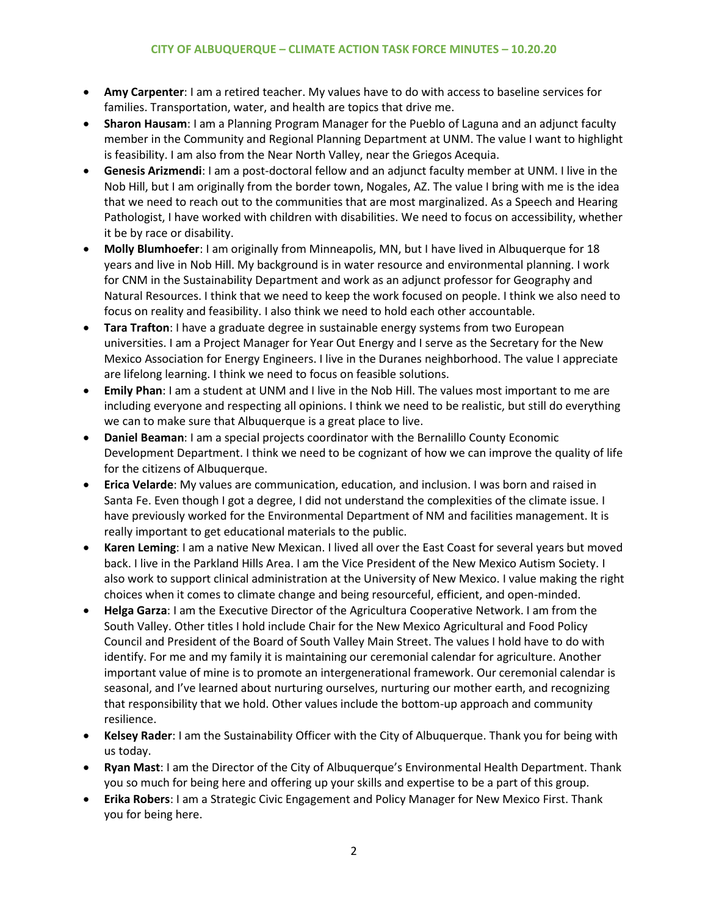- **Amy Carpenter**: I am a retired teacher. My values have to do with access to baseline services for families. Transportation, water, and health are topics that drive me.
- **Sharon Hausam**: I am a Planning Program Manager for the Pueblo of Laguna and an adjunct faculty member in the Community and Regional Planning Department at UNM. The value I want to highlight is feasibility. I am also from the Near North Valley, near the Griegos Acequia.
- **Genesis Arizmendi**: I am a post-doctoral fellow and an adjunct faculty member at UNM. I live in the Nob Hill, but I am originally from the border town, Nogales, AZ. The value I bring with me is the idea that we need to reach out to the communities that are most marginalized. As a Speech and Hearing Pathologist, I have worked with children with disabilities. We need to focus on accessibility, whether it be by race or disability.
- **Molly Blumhoefer**: I am originally from Minneapolis, MN, but I have lived in Albuquerque for 18 years and live in Nob Hill. My background is in water resource and environmental planning. I work for CNM in the Sustainability Department and work as an adjunct professor for Geography and Natural Resources. I think that we need to keep the work focused on people. I think we also need to focus on reality and feasibility. I also think we need to hold each other accountable.
- **Tara Trafton**: I have a graduate degree in sustainable energy systems from two European universities. I am a Project Manager for Year Out Energy and I serve as the Secretary for the New Mexico Association for Energy Engineers. I live in the Duranes neighborhood. The value I appreciate are lifelong learning. I think we need to focus on feasible solutions.
- **Emily Phan**: I am a student at UNM and I live in the Nob Hill. The values most important to me are including everyone and respecting all opinions. I think we need to be realistic, but still do everything we can to make sure that Albuquerque is a great place to live.
- **Daniel Beaman**: I am a special projects coordinator with the Bernalillo County Economic Development Department. I think we need to be cognizant of how we can improve the quality of life for the citizens of Albuquerque.
- **Erica Velarde**: My values are communication, education, and inclusion. I was born and raised in Santa Fe. Even though I got a degree, I did not understand the complexities of the climate issue. I have previously worked for the Environmental Department of NM and facilities management. It is really important to get educational materials to the public.
- **Karen Leming**: I am a native New Mexican. I lived all over the East Coast for several years but moved back. I live in the Parkland Hills Area. I am the Vice President of the New Mexico Autism Society. I also work to support clinical administration at the University of New Mexico. I value making the right choices when it comes to climate change and being resourceful, efficient, and open-minded.
- **Helga Garza**: I am the Executive Director of the Agricultura Cooperative Network. I am from the South Valley. Other titles I hold include Chair for the New Mexico Agricultural and Food Policy Council and President of the Board of South Valley Main Street. The values I hold have to do with identify. For me and my family it is maintaining our ceremonial calendar for agriculture. Another important value of mine is to promote an intergenerational framework. Our ceremonial calendar is seasonal, and I've learned about nurturing ourselves, nurturing our mother earth, and recognizing that responsibility that we hold. Other values include the bottom-up approach and community resilience.
- **Kelsey Rader**: I am the Sustainability Officer with the City of Albuquerque. Thank you for being with us today.
- **Ryan Mast**: I am the Director of the City of Albuquerque's Environmental Health Department. Thank you so much for being here and offering up your skills and expertise to be a part of this group.
- **Erika Robers**: I am a Strategic Civic Engagement and Policy Manager for New Mexico First. Thank you for being here.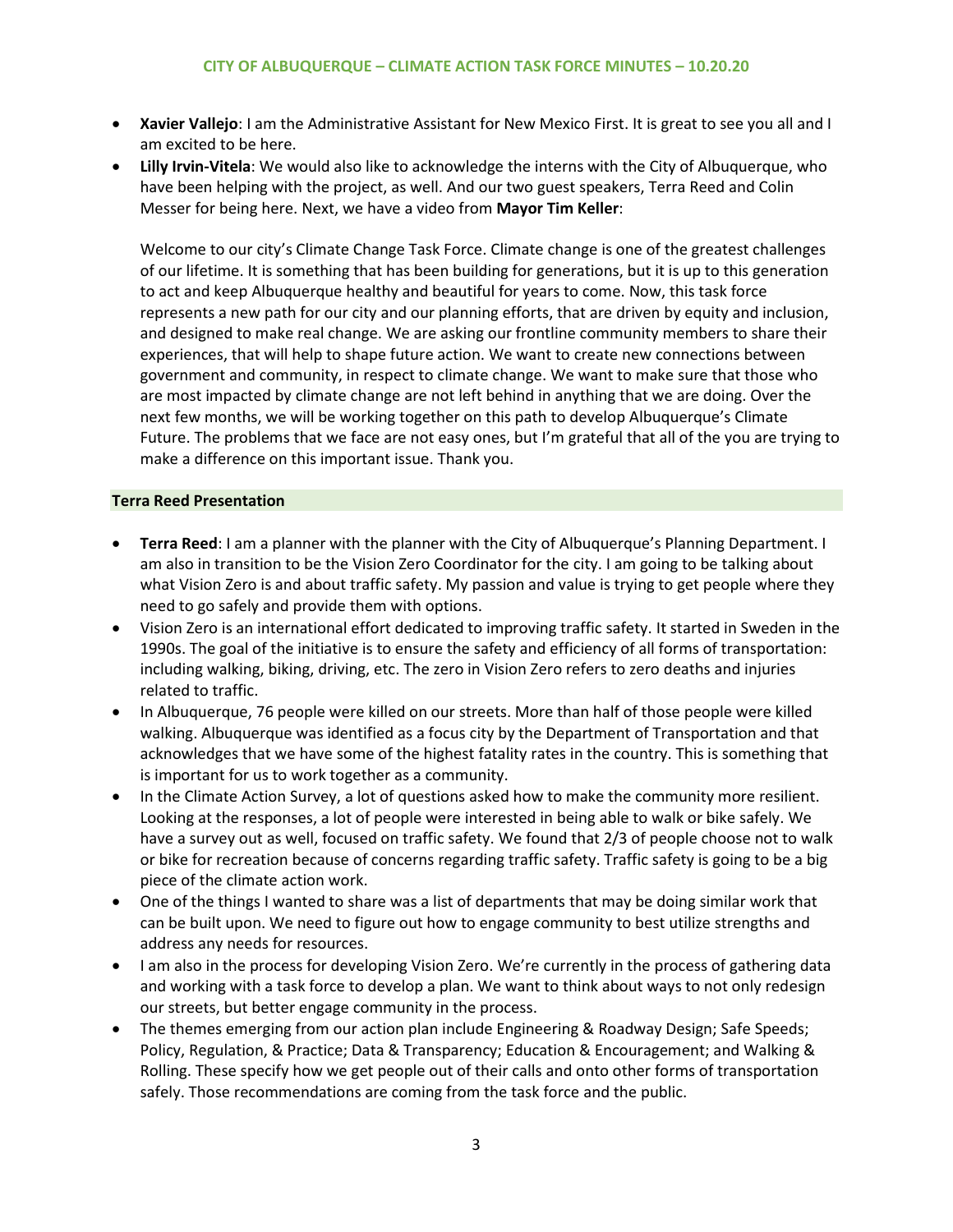- **Xavier Vallejo**: I am the Administrative Assistant for New Mexico First. It is great to see you all and I am excited to be here.
- **Lilly Irvin-Vitela**: We would also like to acknowledge the interns with the City of Albuquerque, who have been helping with the project, as well. And our two guest speakers, Terra Reed and Colin Messer for being here. Next, we have a video from **Mayor Tim Keller**:

  Welcome to our city's Climate Change Task Force. Climate change is one of the greatest challenges of our lifetime. It is something that has been building for generations, but it is up to this generation to act and keep Albuquerque healthy and beautiful for years to come. Now, this task force represents a new path for our city and our planning efforts, that are driven by equity and inclusion, and designed to make real change. We are asking our frontline community members to share their experiences, that will help to shape future action. We want to create new connections between government and community, in respect to climate change. We want to make sure that those who are most impacted by climate change are not left behind in anything that we are doing. Over the next few months, we will be working together on this path to develop Albuquerque's Climate Future. The problems that we face are not easy ones, but I'm grateful that all of the you are trying to make a difference on this important issue. Thank you.

## Terra Reed Presentation

- **Terra Reed**: I am a planner with the planner with the City of Albuquerque's Planning Department. I am also in transition to be the Vision Zero Coordinator for the city. I am going to be talking about what Vision Zero is and about traffic safety. My passion and value is trying to get people where they need to go safely and provide them with options.
- Vision Zero is an international effort dedicated to improving traffic safety. It started in Sweden in the 1990s. The goal of the initiative is to ensure the safety and efficiency of all forms of transportation: including walking, biking, driving, etc. The zero in Vision Zero refers to zero deaths and injuries related to traffic.
- In Albuquerque, 76 people were killed on our streets. More than half of those people were killed walking. Albuquerque was identified as a focus city by the Department of Transportation and that acknowledges that we have some of the highest fatality rates in the country. This is something that is important for us to work together as a community.
- In the Climate Action Survey, a lot of questions asked how to make the community more resilient. Looking at the responses, a lot of people were interested in being able to walk or bike safely. We have a survey out as well, focused on traffic safety. We found that 2/3 of people choose not to walk or bike for recreation because of concerns regarding traffic safety. Traffic safety is going to be a big piece of the climate action work.
- One of the things I wanted to share was a list of departments that may be doing similar work that can be built upon. We need to figure out how to engage community to best utilize strengths and address any needs for resources.
- I am also in the process for developing Vision Zero. We're currently in the process of gathering data and working with a task force to develop a plan. We want to think about ways to not only redesign our streets, but better engage community in the process.
- The themes emerging from our action plan include Engineering & Roadway Design; Safe Speeds; Policy, Regulation, & Practice; Data & Transparency; Education & Encouragement; and Walking & Rolling. These specify how we get people out of their calls and onto other forms of transportation safely. Those recommendations are coming from the task force and the public.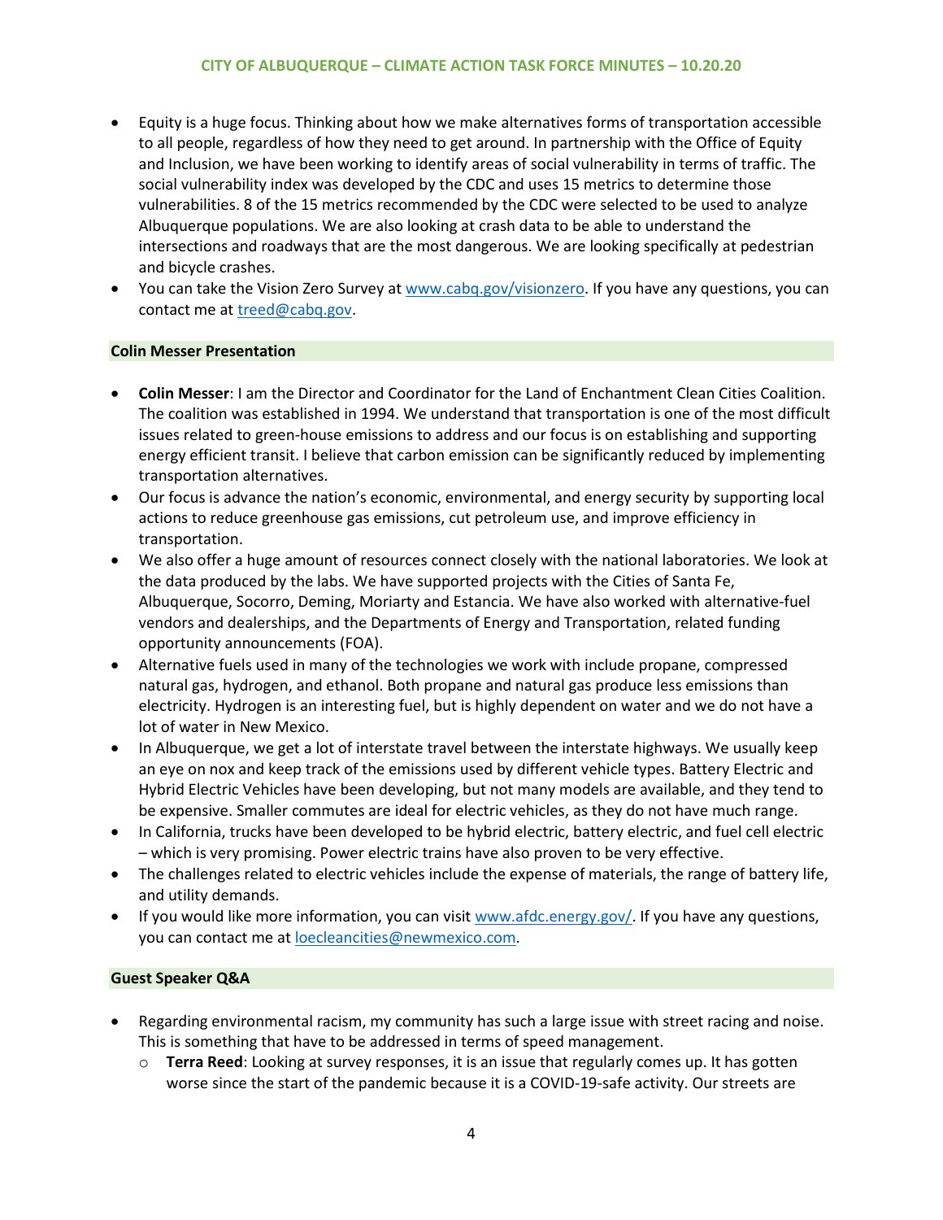- Equity is a huge focus. Thinking about how we make alternatives forms of transportation accessible to all people, regardless of how they need to get around. In partnership with the Office of Equity and Inclusion, we have been working to identify areas of social vulnerability in terms of traffic. The social vulnerability index was developed by the CDC and uses 15 metrics to determine those vulnerabilities. 8 of the 15 metrics recommended by the CDC were selected to be used to analyze Albuquerque populations. We are also looking at crash data to be able to understand the intersections and roadways that are the most dangerous. We are looking specifically at pedestrian and bicycle crashes.
- You can take the Vision Zero Survey at [www.cabq.gov/visionzero](www.cabq.gov/visionzero). If you have any questions, you can contact me at [treed@cabq.gov](mailto:treed@cabq.gov).

### Colin Messer Presentation

- **Colin Messer**: I am the Director and Coordinator for the Land of Enchantment Clean Cities Coalition. The coalition was established in 1994. We understand that transportation is one of the most difficult issues related to green-house emissions to address and our focus is on establishing and supporting energy efficient transit. I believe that carbon emission can be significantly reduced by implementing transportation alternatives.
- Our focus is advance the nation's economic, environmental, and energy security by supporting local actions to reduce greenhouse gas emissions, cut petroleum use, and improve efficiency in transportation.
- We also offer a huge amount of resources connect closely with the national laboratories. We look at the data produced by the labs. We have supported projects with the Cities of Santa Fe, Albuquerque, Socorro, Deming, Moriarty and Estancia. We have also worked with alternative-fuel vendors and dealerships, and the Departments of Energy and Transportation, related funding opportunity announcements (FOA).
- Alternative fuels used in many of the technologies we work with include propane, compressed natural gas, hydrogen, and ethanol. Both propane and natural gas produce less emissions than electricity. Hydrogen is an interesting fuel, but is highly dependent on water and we do not have a lot of water in New Mexico.
- In Albuquerque, we get a lot of interstate travel between the interstate highways. We usually keep an eye on nox and keep track of the emissions used by different vehicle types. Battery Electric and Hybrid Electric Vehicles have been developing, but not many models are available, and they tend to be expensive. Smaller commutes are ideal for electric vehicles, as they do not have much range.
- In California, trucks have been developed to be hybrid electric, battery electric, and fuel cell electric – which is very promising. Power electric trains have also proven to be very effective.
- The challenges related to electric vehicles include the expense of materials, the range of battery life, and utility demands.
- If you would like more information, you can visit [www.afdc.energy.gov/](www.afdc.energy.gov/). If you have any questions, you can contact me at [loecleancities@newmexico.com](mailto:loecleancities@newmexico.com).

### Guest Speaker Q&A

- Regarding environmental racism, my community has such a large issue with street racing and noise. This is something that have to be addressed in terms of speed management.
  - **Terra Reed**: Looking at survey responses, it is an issue that regularly comes up. It has gotten worse since the start of the pandemic because it is a COVID-19-safe activity. Our streets are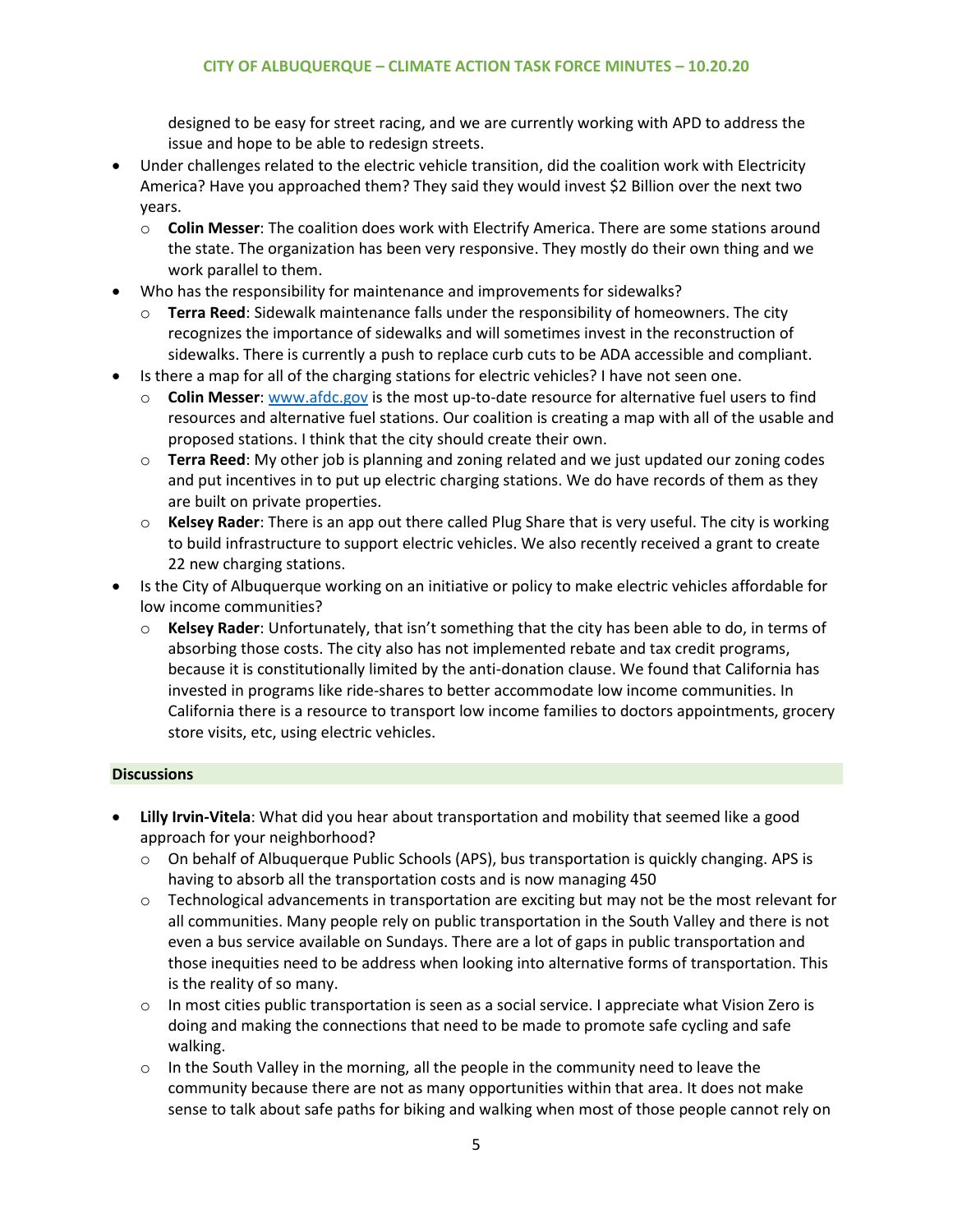designed to be easy for street racing, and we are currently working with APD to address the issue and hope to be able to redesign streets.

- Under challenges related to the electric vehicle transition, did the coalition work with Electricity America? Have you approached them? They said they would invest $2 Billion over the next two years.
  - **Colin Messer**: The coalition does work with Electrify America. There are some stations around the state. The organization has been very responsive. They mostly do their own thing and we work parallel to them.
- Who has the responsibility for maintenance and improvements for sidewalks?
  - **Terra Reed**: Sidewalk maintenance falls under the responsibility of homeowners. The city recognizes the importance of sidewalks and will sometimes invest in the reconstruction of sidewalks. There is currently a push to replace curb cuts to be ADA accessible and compliant.
- Is there a map for all of the charging stations for electric vehicles? I have not seen one.
  - **Colin Messer**: [www.afdc.gov](www.afdc.gov) is the most up-to-date resource for alternative fuel users to find resources and alternative fuel stations. Our coalition is creating a map with all of the usable and proposed stations. I think that the city should create their own.
  - **Terra Reed**: My other job is planning and zoning related and we just updated our zoning codes and put incentives in to put up electric charging stations. We do have records of them as they are built on private properties.
  - **Kelsey Rader**: There is an app out there called Plug Share that is very useful. The city is working to build infrastructure to support electric vehicles. We also recently received a grant to create 22 new charging stations.
- Is the City of Albuquerque working on an initiative or policy to make electric vehicles affordable for low income communities?
  - **Kelsey Rader**: Unfortunately, that isn't something that the city has been able to do, in terms of absorbing those costs. The city also has not implemented rebate and tax credit programs, because it is constitutionally limited by the anti-donation clause. We found that California has invested in programs like ride-shares to better accommodate low income communities. In California there is a resource to transport low income families to doctors appointments, grocery store visits, etc, using electric vehicles.

## Discussions

- **Lilly Irvin-Vitela**: What did you hear about transportation and mobility that seemed like a good approach for your neighborhood?
  - On behalf of Albuquerque Public Schools (APS), bus transportation is quickly changing. APS is having to absorb all the transportation costs and is now managing 450
  - Technological advancements in transportation are exciting but may not be the most relevant for all communities. Many people rely on public transportation in the South Valley and there is not even a bus service available on Sundays. There are a lot of gaps in public transportation and those inequities need to be address when looking into alternative forms of transportation. This is the reality of so many.
  - In most cities public transportation is seen as a social service. I appreciate what Vision Zero is doing and making the connections that need to be made to promote safe cycling and safe walking.
  - In the South Valley in the morning, all the people in the community need to leave the community because there are not as many opportunities within that area. It does not make sense to talk about safe paths for biking and walking when most of those people cannot rely on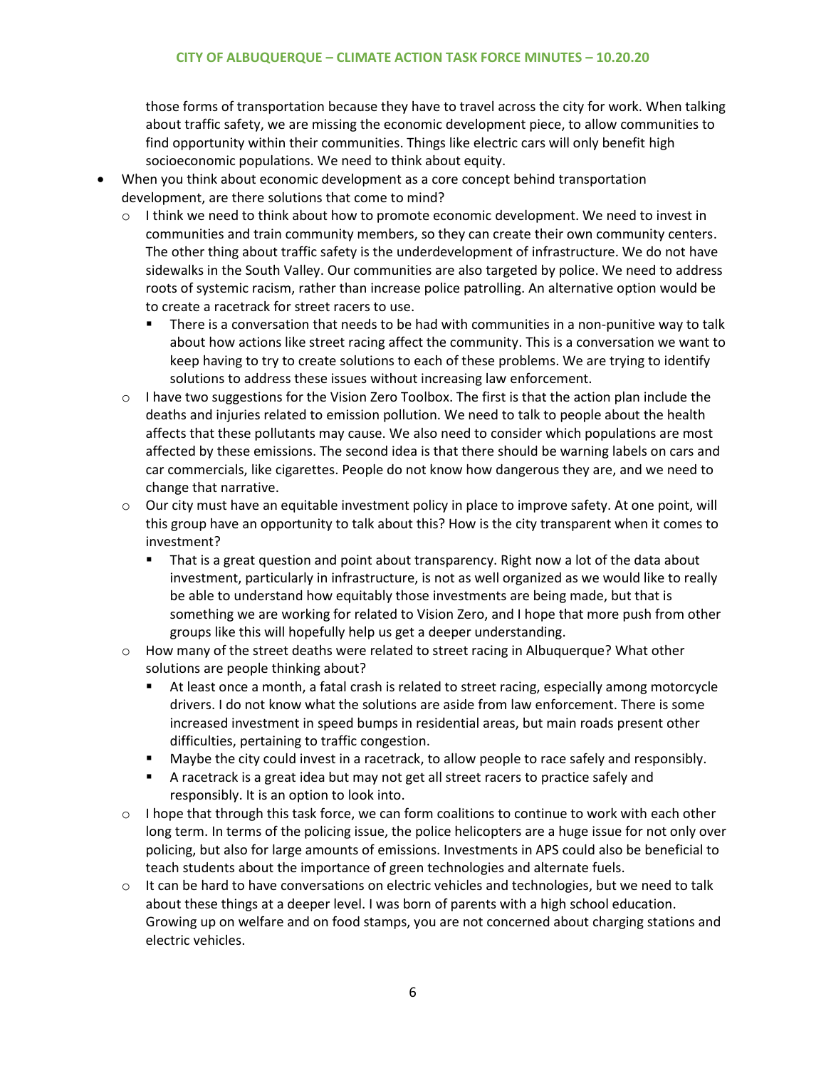those forms of transportation because they have to travel across the city for work. When talking about traffic safety, we are missing the economic development piece, to allow communities to find opportunity within their communities. Things like electric cars will only benefit high socioeconomic populations. We need to think about equity.

- When you think about economic development as a core concept behind transportation development, are there solutions that come to mind?
  - I think we need to think about how to promote economic development. We need to invest in communities and train community members, so they can create their own community centers. The other thing about traffic safety is the underdevelopment of infrastructure. We do not have sidewalks in the South Valley. Our communities are also targeted by police. We need to address roots of systemic racism, rather than increase police patrolling. An alternative option would be to create a racetrack for street racers to use.
    - There is a conversation that needs to be had with communities in a non-punitive way to talk about how actions like street racing affect the community. This is a conversation we want to keep having to try to create solutions to each of these problems. We are trying to identify solutions to address these issues without increasing law enforcement.
  - I have two suggestions for the Vision Zero Toolbox. The first is that the action plan include the deaths and injuries related to emission pollution. We need to talk to people about the health affects that these pollutants may cause. We also need to consider which populations are most affected by these emissions. The second idea is that there should be warning labels on cars and car commercials, like cigarettes. People do not know how dangerous they are, and we need to change that narrative.
  - Our city must have an equitable investment policy in place to improve safety. At one point, will this group have an opportunity to talk about this? How is the city transparent when it comes to investment?
    - That is a great question and point about transparency. Right now a lot of the data about investment, particularly in infrastructure, is not as well organized as we would like to really be able to understand how equitably those investments are being made, but that is something we are working for related to Vision Zero, and I hope that more push from other groups like this will hopefully help us get a deeper understanding.
  - How many of the street deaths were related to street racing in Albuquerque? What other solutions are people thinking about?
    - At least once a month, a fatal crash is related to street racing, especially among motorcycle drivers. I do not know what the solutions are aside from law enforcement. There is some increased investment in speed bumps in residential areas, but main roads present other difficulties, pertaining to traffic congestion.
    - Maybe the city could invest in a racetrack, to allow people to race safely and responsibly.
    - A racetrack is a great idea but may not get all street racers to practice safely and responsibly. It is an option to look into.
  - I hope that through this task force, we can form coalitions to continue to work with each other long term. In terms of the policing issue, the police helicopters are a huge issue for not only over policing, but also for large amounts of emissions. Investments in APS could also be beneficial to teach students about the importance of green technologies and alternate fuels.
  - It can be hard to have conversations on electric vehicles and technologies, but we need to talk about these things at a deeper level. I was born of parents with a high school education. Growing up on welfare and on food stamps, you are not concerned about charging stations and electric vehicles.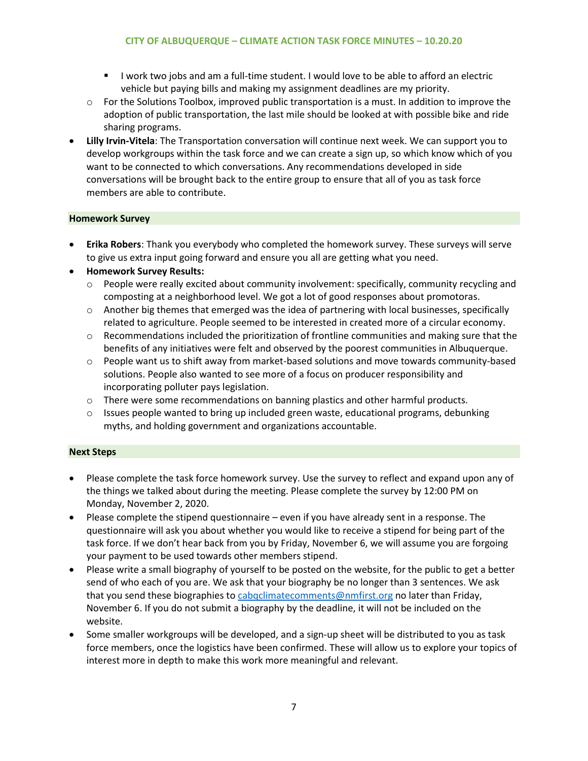- I work two jobs and am a full-time student. I would love to be able to afford an electric vehicle but paying bills and making my assignment deadlines are my priority.
    - For the Solutions Toolbox, improved public transportation is a must. In addition to improve the adoption of public transportation, the last mile should be looked at with possible bike and ride sharing programs.
- **Lilly Irvin-Vitela**: The Transportation conversation will continue next week. We can support you to develop workgroups within the task force and we can create a sign up, so which know which of you want to be connected to which conversations. Any recommendations developed in side conversations will be brought back to the entire group to ensure that all of you as task force members are able to contribute.

## Homework Survey

- **Erika Robers**: Thank you everybody who completed the homework survey. These surveys will serve to give us extra input going forward and ensure you all are getting what you need.
- **Homework Survey Results:**
    - People were really excited about community involvement: specifically, community recycling and composting at a neighborhood level. We got a lot of good responses about promotoras.
    - Another big themes that emerged was the idea of partnering with local businesses, specifically related to agriculture. People seemed to be interested in created more of a circular economy.
    - Recommendations included the prioritization of frontline communities and making sure that the benefits of any initiatives were felt and observed by the poorest communities in Albuquerque.
    - People want us to shift away from market-based solutions and move towards community-based solutions. People also wanted to see more of a focus on producer responsibility and incorporating polluter pays legislation.
    - There were some recommendations on banning plastics and other harmful products.
    - Issues people wanted to bring up included green waste, educational programs, debunking myths, and holding government and organizations accountable.

## Next Steps

- Please complete the task force homework survey. Use the survey to reflect and expand upon any of the things we talked about during the meeting. Please complete the survey by 12:00 PM on Monday, November 2, 2020.
- Please complete the stipend questionnaire – even if you have already sent in a response. The questionnaire will ask you about whether you would like to receive a stipend for being part of the task force. If we don't hear back from you by Friday, November 6, we will assume you are forgoing your payment to be used towards other members stipend.
- Please write a small biography of yourself to be posted on the website, for the public to get a better send of who each of you are. We ask that your biography be no longer than 3 sentences. We ask that you send these biographies to cabqclimatecomments@nmfirst.org no later than Friday, November 6. If you do not submit a biography by the deadline, it will not be included on the website.
- Some smaller workgroups will be developed, and a sign-up sheet will be distributed to you as task force members, once the logistics have been confirmed. These will allow us to explore your topics of interest more in depth to make this work more meaningful and relevant.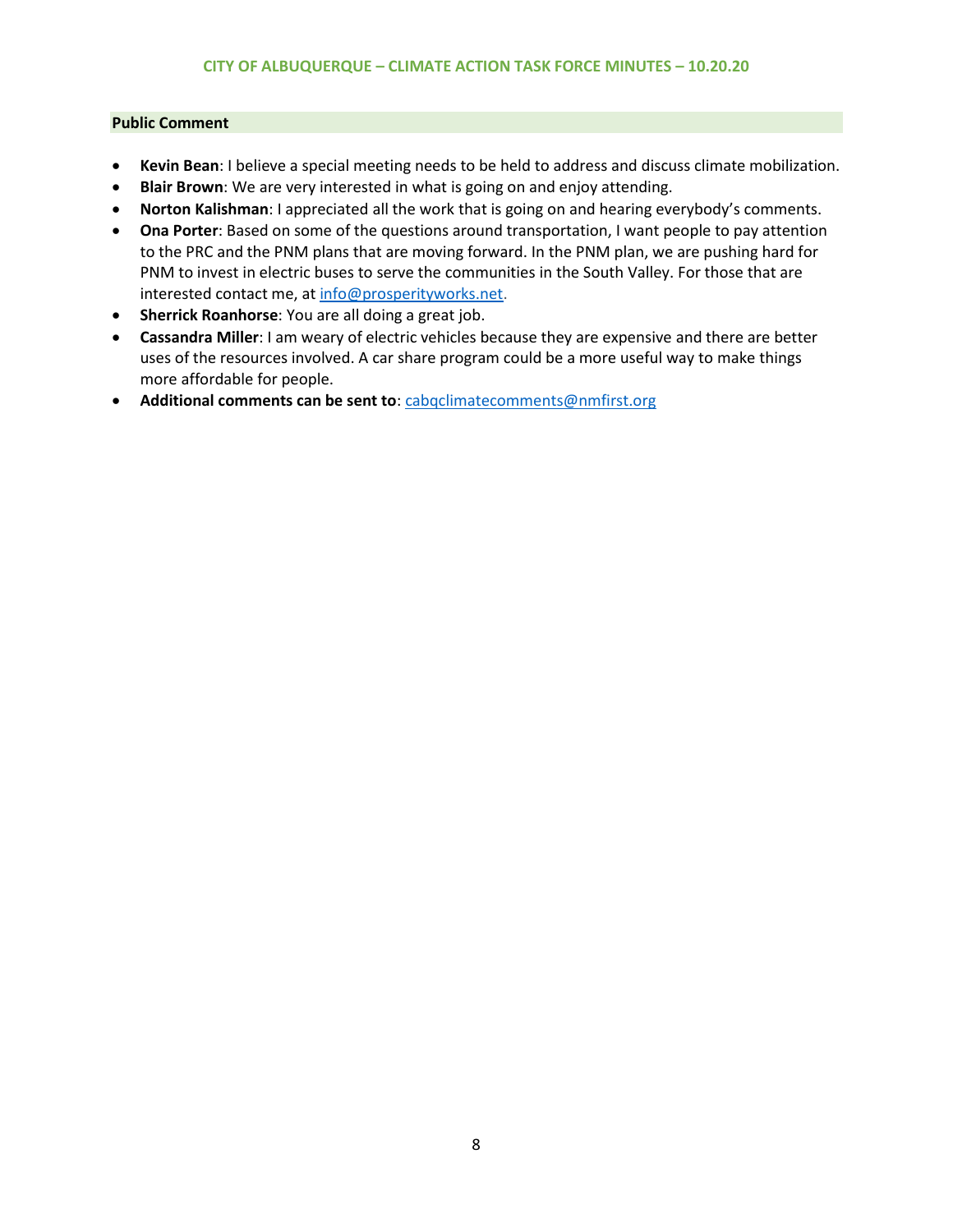## Public Comment

- **Kevin Bean**: I believe a special meeting needs to be held to address and discuss climate mobilization.
- **Blair Brown**: We are very interested in what is going on and enjoy attending.
- **Norton Kalishman**: I appreciated all the work that is going on and hearing everybody's comments.
- **Ona Porter**: Based on some of the questions around transportation, I want people to pay attention to the PRC and the PNM plans that are moving forward. In the PNM plan, we are pushing hard for PNM to invest in electric buses to serve the communities in the South Valley. For those that are interested contact me, at info@prosperityworks.net.
- **Sherrick Roanhorse**: You are all doing a great job.
- **Cassandra Miller**: I am weary of electric vehicles because they are expensive and there are better uses of the resources involved. A car share program could be a more useful way to make things more affordable for people.
- **Additional comments can be sent to**: cabqclimatecomments@nmfirst.org